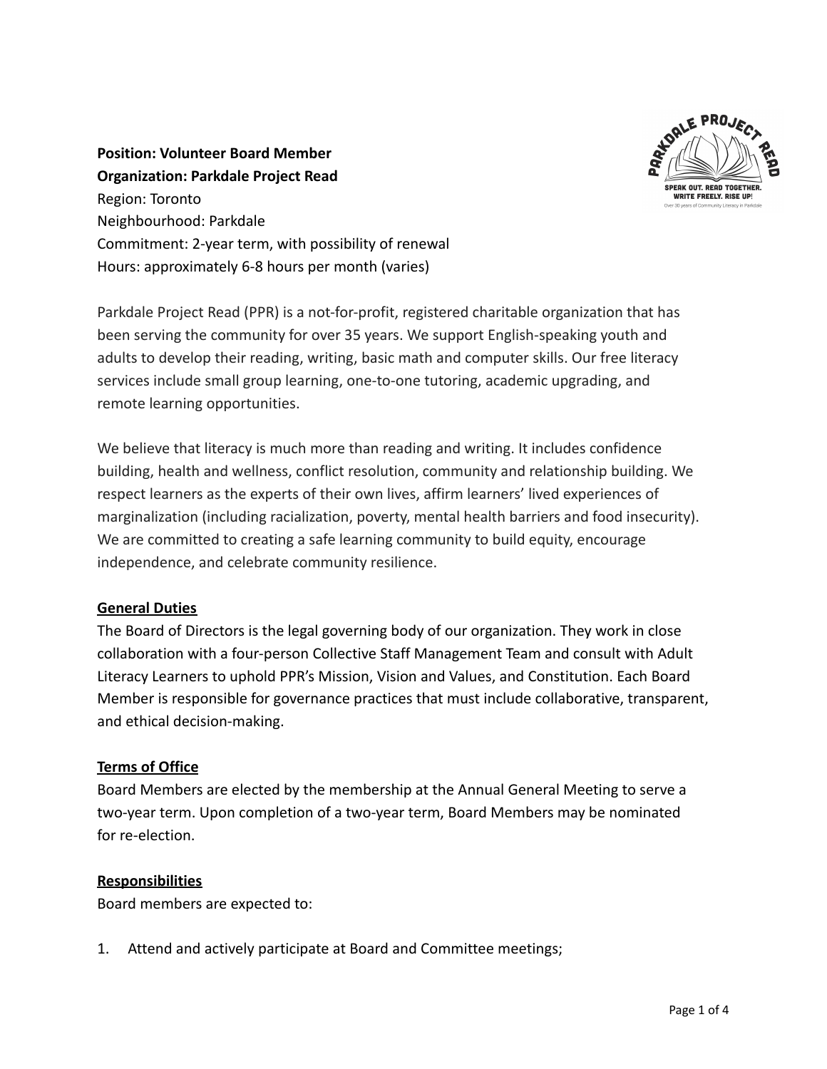**Position: Volunteer Board Member**
**Organization: Parkdale Project Read**
Region: Toronto
Neighbourhood: Parkdale
Commitment: 2-year term, with possibility of renewal
Hours: approximately 6-8 hours per month (varies)

Parkdale Project Read (PPR) is a not-for-profit, registered charitable organization that has been serving the community for over 35 years. We support English-speaking youth and adults to develop their reading, writing, basic math and computer skills. Our free literacy services include small group learning, one-to-one tutoring, academic upgrading, and remote learning opportunities.

We believe that literacy is much more than reading and writing. It includes confidence building, health and wellness, conflict resolution, community and relationship building. We respect learners as the experts of their own lives, affirm learners' lived experiences of marginalization (including racialization, poverty, mental health barriers and food insecurity). We are committed to creating a safe learning community to build equity, encourage independence, and celebrate community resilience.

## General Duties

The Board of Directors is the legal governing body of our organization. They work in close collaboration with a four-person Collective Staff Management Team and consult with Adult Literacy Learners to uphold PPR's Mission, Vision and Values, and Constitution. Each Board Member is responsible for governance practices that must include collaborative, transparent, and ethical decision-making.

## Terms of Office

Board Members are elected by the membership at the Annual General Meeting to serve a two-year term. Upon completion of a two-year term, Board Members may be nominated for re-election.

## Responsibilities

Board members are expected to:

1. Attend and actively participate at Board and Committee meetings;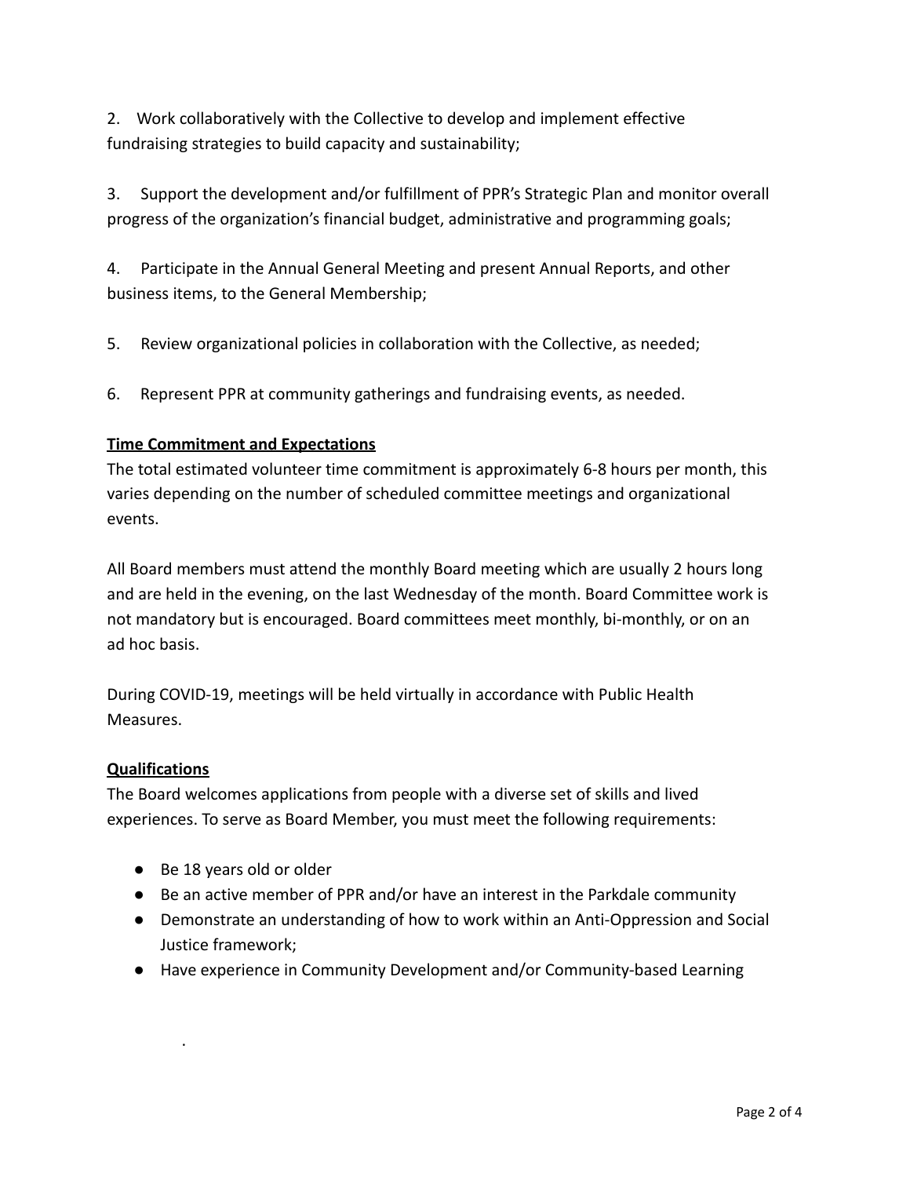2. Work collaboratively with the Collective to develop and implement effective fundraising strategies to build capacity and sustainability;

3. Support the development and/or fulfillment of PPR's Strategic Plan and monitor overall progress of the organization's financial budget, administrative and programming goals;

4. Participate in the Annual General Meeting and present Annual Reports, and other business items, to the General Membership;

5. Review organizational policies in collaboration with the Collective, as needed;

6. Represent PPR at community gatherings and fundraising events, as needed.

**Time Commitment and Expectations**

The total estimated volunteer time commitment is approximately 6-8 hours per month, this varies depending on the number of scheduled committee meetings and organizational events.

All Board members must attend the monthly Board meeting which are usually 2 hours long and are held in the evening, on the last Wednesday of the month. Board Committee work is not mandatory but is encouraged. Board committees meet monthly, bi-monthly, or on an ad hoc basis.

During COVID-19, meetings will be held virtually in accordance with Public Health Measures.

**Qualifications**

The Board welcomes applications from people with a diverse set of skills and lived experiences. To serve as Board Member, you must meet the following requirements:

- Be 18 years old or older
- Be an active member of PPR and/or have an interest in the Parkdale community
- Demonstrate an understanding of how to work within an Anti-Oppression and Social Justice framework;
- Have experience in Community Development and/or Community-based Learning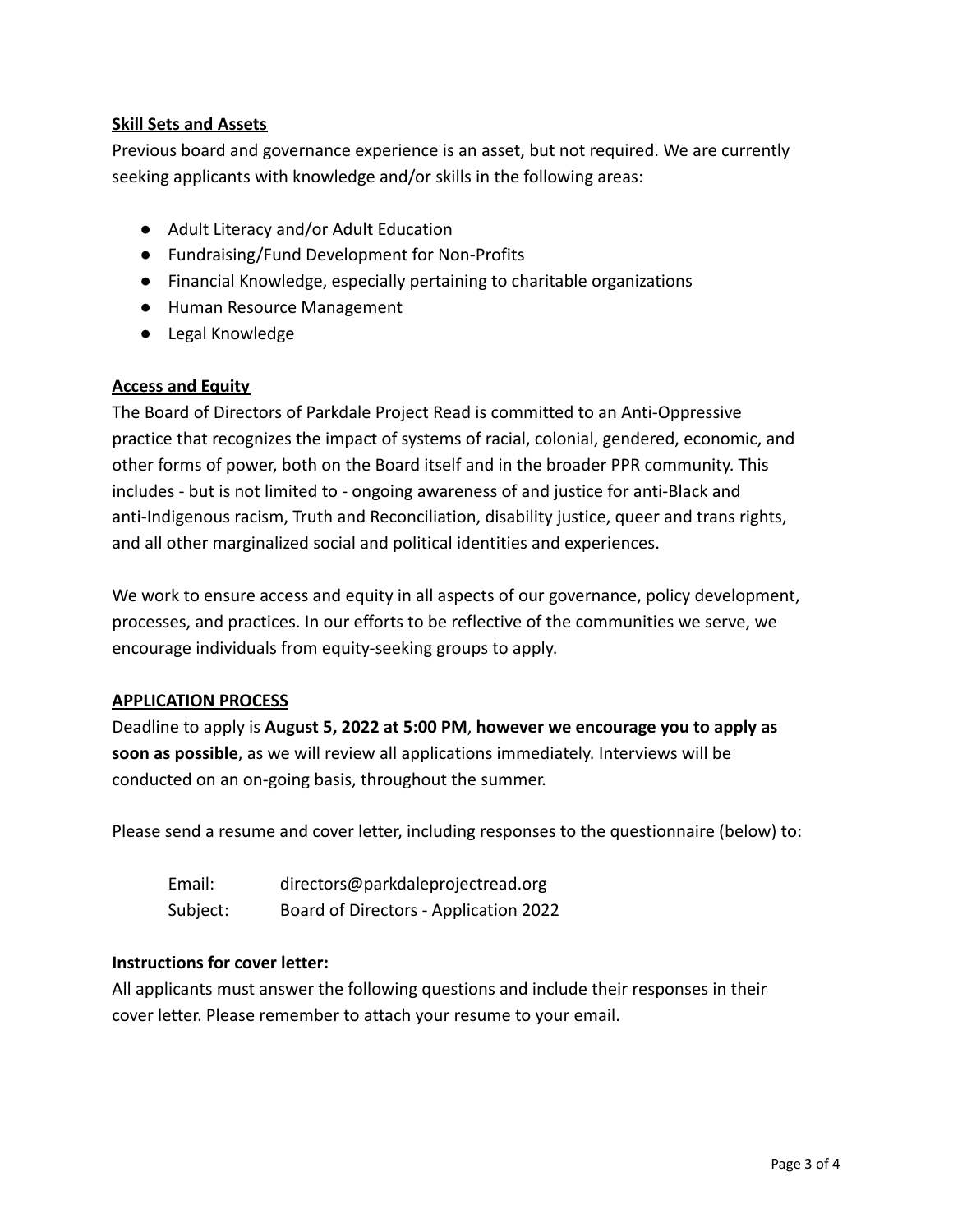**Skill Sets and Assets**

Previous board and governance experience is an asset, but not required. We are currently seeking applicants with knowledge and/or skills in the following areas:

- Adult Literacy and/or Adult Education
- Fundraising/Fund Development for Non-Profits
- Financial Knowledge, especially pertaining to charitable organizations
- Human Resource Management
- Legal Knowledge

**Access and Equity**

The Board of Directors of Parkdale Project Read is committed to an Anti-Oppressive practice that recognizes the impact of systems of racial, colonial, gendered, economic, and other forms of power, both on the Board itself and in the broader PPR community. This includes - but is not limited to - ongoing awareness of and justice for anti-Black and anti-Indigenous racism, Truth and Reconciliation, disability justice, queer and trans rights, and all other marginalized social and political identities and experiences.

We work to ensure access and equity in all aspects of our governance, policy development, processes, and practices. In our efforts to be reflective of the communities we serve, we encourage individuals from equity-seeking groups to apply.

**APPLICATION PROCESS**

Deadline to apply is **August 5, 2022 at 5:00 PM**, **however we encourage you to apply as soon as possible**, as we will review all applications immediately. Interviews will be conducted on an on-going basis, throughout the summer.

Please send a resume and cover letter, including responses to the questionnaire (below) to:

Email: directors@parkdaleprojectread.org
Subject: Board of Directors - Application 2022

**Instructions for cover letter:**

All applicants must answer the following questions and include their responses in their cover letter. Please remember to attach your resume to your email.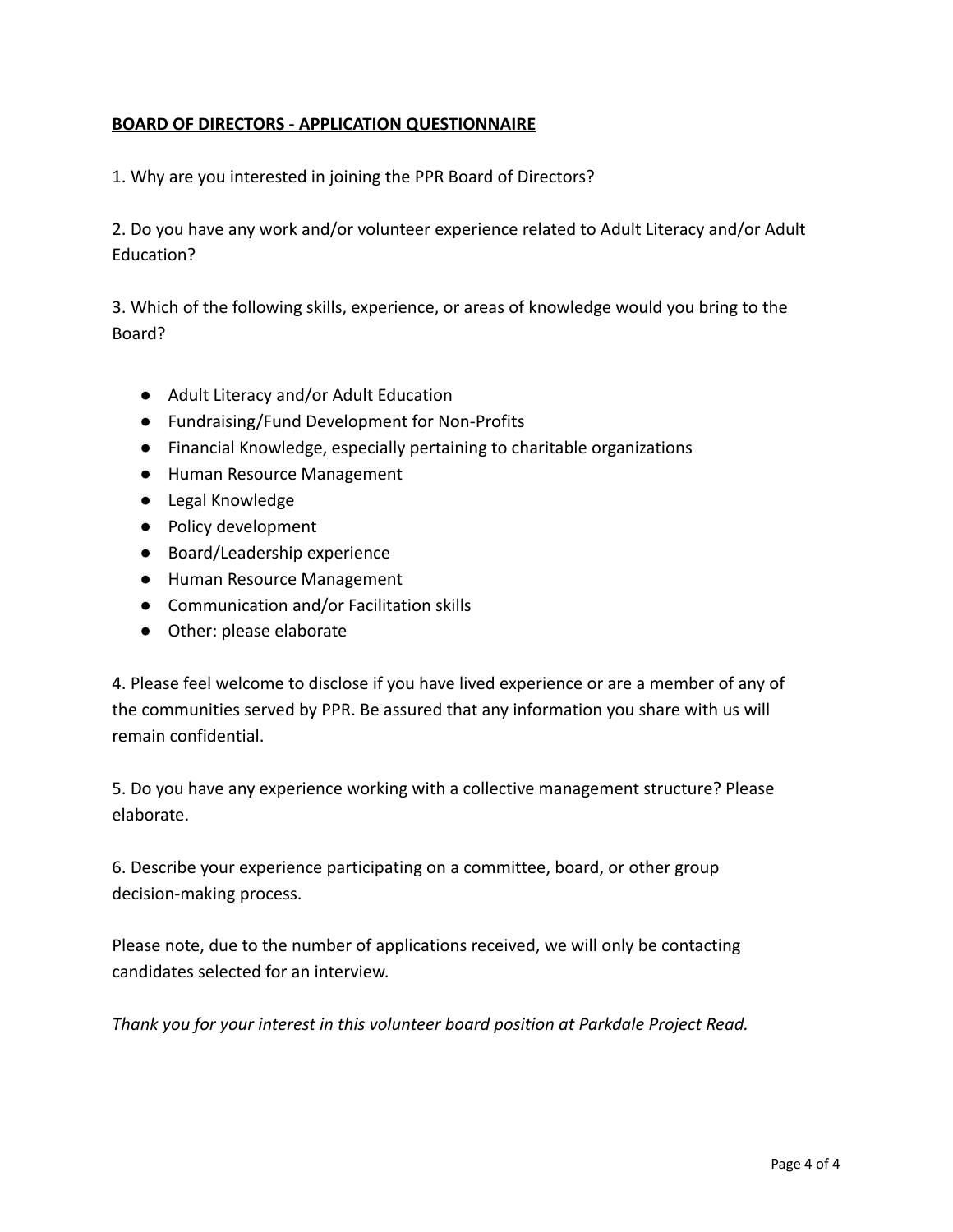**BOARD OF DIRECTORS - APPLICATION QUESTIONNAIRE**

1. Why are you interested in joining the PPR Board of Directors?

2. Do you have any work and/or volunteer experience related to Adult Literacy and/or Adult Education?

3. Which of the following skills, experience, or areas of knowledge would you bring to the Board?

- Adult Literacy and/or Adult Education
- Fundraising/Fund Development for Non-Profits
- Financial Knowledge, especially pertaining to charitable organizations
- Human Resource Management
- Legal Knowledge
- Policy development
- Board/Leadership experience
- Human Resource Management
- Communication and/or Facilitation skills
- Other: please elaborate

4. Please feel welcome to disclose if you have lived experience or are a member of any of the communities served by PPR. Be assured that any information you share with us will remain confidential.

5. Do you have any experience working with a collective management structure? Please elaborate.

6. Describe your experience participating on a committee, board, or other group decision-making process.

Please note, due to the number of applications received, we will only be contacting candidates selected for an interview.

*Thank you for your interest in this volunteer board position at Parkdale Project Read.*